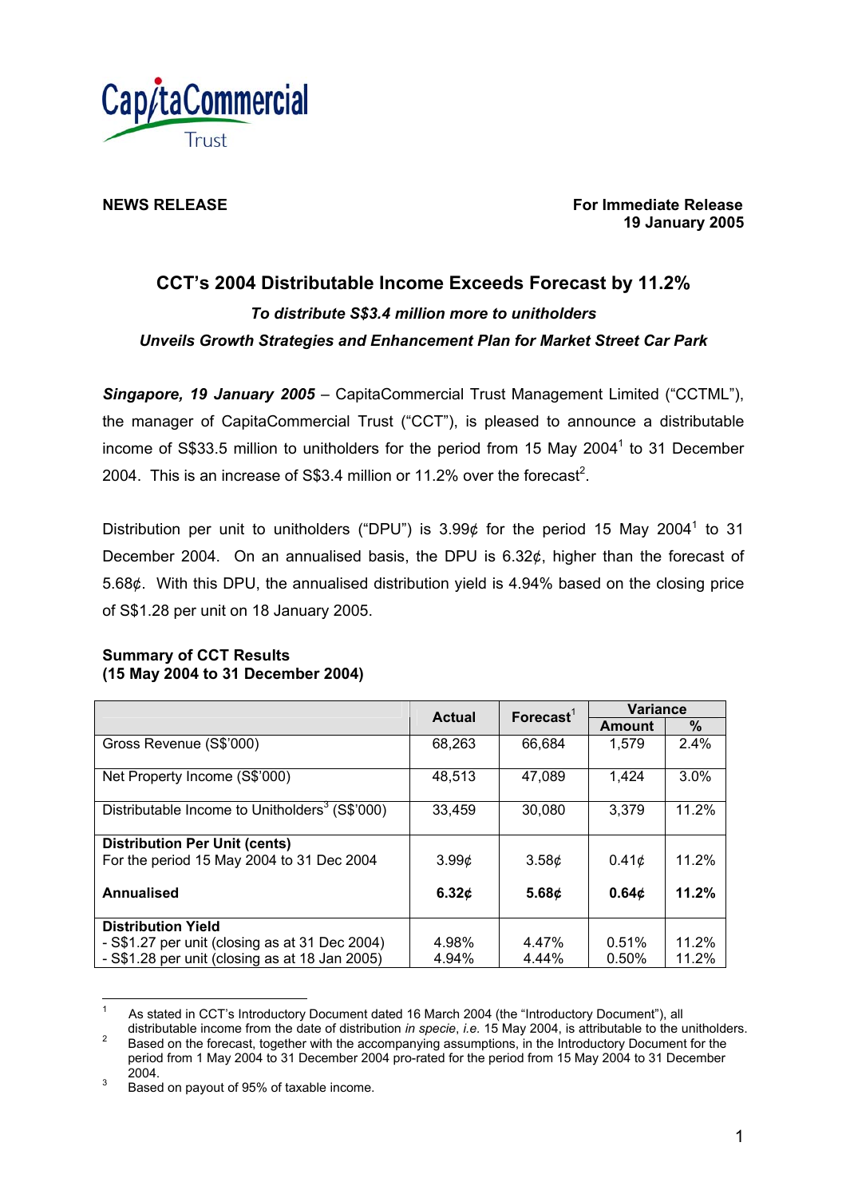CapitaCommercial Trust

**NEWS RELEASE**

**For Immediate Release**
**19 January 2005**

# CCT's 2004 Distributable Income Exceeds Forecast by 11.2%

***To distribute S$3.4 million more to unitholders***

***Unveils Growth Strategies and Enhancement Plan for Market Street Car Park***

***Singapore, 19 January 2005*** – CapitaCommercial Trust Management Limited ("CCTML"), the manager of CapitaCommercial Trust ("CCT"), is pleased to announce a distributable income of S$33.5 million to unitholders for the period from 15 May 2004[1] to 31 December 2004. This is an increase of S$3.4 million or 11.2% over the forecast[2].

Distribution per unit to unitholders ("DPU") is 3.99¢ for the period 15 May 2004[1] to 31 December 2004. On an annualised basis, the DPU is 6.32¢, higher than the forecast of 5.68¢. With this DPU, the annualised distribution yield is 4.94% based on the closing price of S$1.28 per unit on 18 January 2005.

**Summary of CCT Results**
**(15 May 2004 to 31 December 2004)**

| | Actual | Forecast[1] | Variance | |
|---|---|---|---|---|
| | | | Amount | % |
| Gross Revenue (S$'000) | 68,263 | 66,684 | 1,579 | 2.4% |
| Net Property Income (S$'000) | 48,513 | 47,089 | 1,424 | 3.0% |
| Distributable Income to Unitholders[3] (S$'000) | 33,459 | 30,080 | 3,379 | 11.2% |
| **Distribution Per Unit (cents)** | | | | |
| For the period 15 May 2004 to 31 Dec 2004 | 3.99¢ | 3.58¢ | 0.41¢ | 11.2% |
| **Annualised** | **6.32¢** | **5.68¢** | **0.64¢** | **11.2%** |
| **Distribution Yield** | | | | |
| - S$1.27 per unit (closing as at 31 Dec 2004) | 4.98% | 4.47% | 0.51% | 11.2% |
| - S$1.28 per unit (closing as at 18 Jan 2005) | 4.94% | 4.44% | 0.50% | 11.2% |

---

[1] As stated in CCT's Introductory Document dated 16 March 2004 (the "Introductory Document"), all distributable income from the date of distribution *in specie*, *i.e.* 15 May 2004, is attributable to the unitholders.

[2] Based on the forecast, together with the accompanying assumptions, in the Introductory Document for the period from 1 May 2004 to 31 December 2004 pro-rated for the period from 15 May 2004 to 31 December 2004.

[3] Based on payout of 95% of taxable income.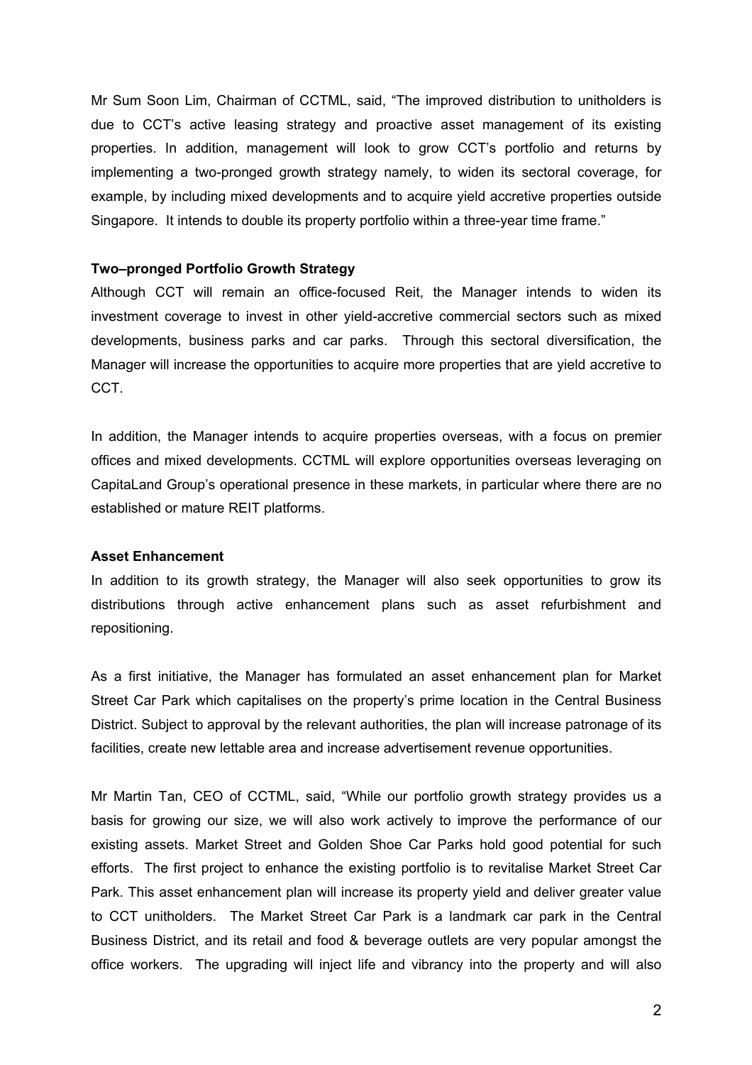Mr Sum Soon Lim, Chairman of CCTML, said, "The improved distribution to unitholders is due to CCT's active leasing strategy and proactive asset management of its existing properties. In addition, management will look to grow CCT's portfolio and returns by implementing a two-pronged growth strategy namely, to widen its sectoral coverage, for example, by including mixed developments and to acquire yield accretive properties outside Singapore. It intends to double its property portfolio within a three-year time frame."

**Two–pronged Portfolio Growth Strategy**

Although CCT will remain an office-focused Reit, the Manager intends to widen its investment coverage to invest in other yield-accretive commercial sectors such as mixed developments, business parks and car parks. Through this sectoral diversification, the Manager will increase the opportunities to acquire more properties that are yield accretive to CCT.

In addition, the Manager intends to acquire properties overseas, with a focus on premier offices and mixed developments. CCTML will explore opportunities overseas leveraging on CapitaLand Group's operational presence in these markets, in particular where there are no established or mature REIT platforms.

**Asset Enhancement**

In addition to its growth strategy, the Manager will also seek opportunities to grow its distributions through active enhancement plans such as asset refurbishment and repositioning.

As a first initiative, the Manager has formulated an asset enhancement plan for Market Street Car Park which capitalises on the property's prime location in the Central Business District. Subject to approval by the relevant authorities, the plan will increase patronage of its facilities, create new lettable area and increase advertisement revenue opportunities.

Mr Martin Tan, CEO of CCTML, said, "While our portfolio growth strategy provides us a basis for growing our size, we will also work actively to improve the performance of our existing assets. Market Street and Golden Shoe Car Parks hold good potential for such efforts. The first project to enhance the existing portfolio is to revitalise Market Street Car Park. This asset enhancement plan will increase its property yield and deliver greater value to CCT unitholders. The Market Street Car Park is a landmark car park in the Central Business District, and its retail and food & beverage outlets are very popular amongst the office workers. The upgrading will inject life and vibrancy into the property and will also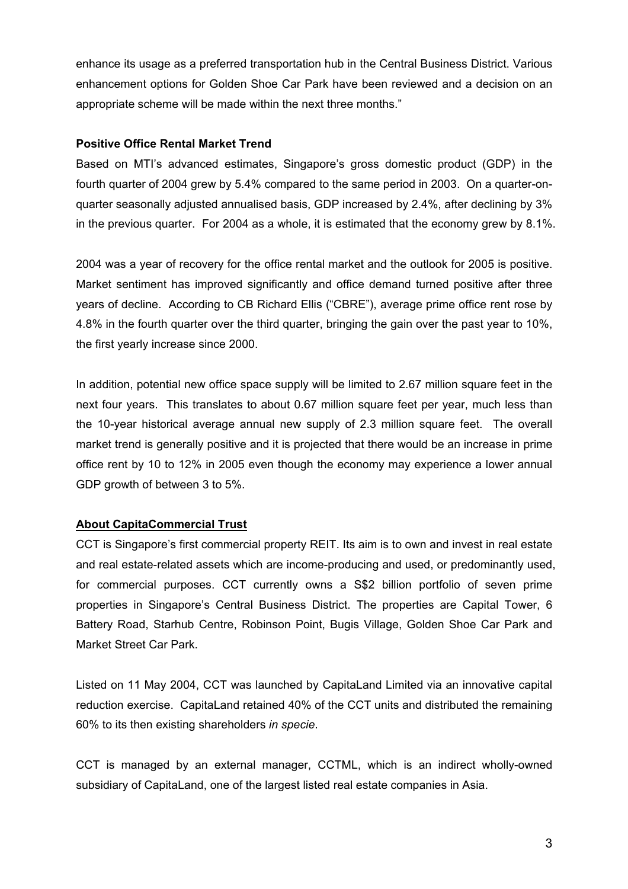enhance its usage as a preferred transportation hub in the Central Business District. Various enhancement options for Golden Shoe Car Park have been reviewed and a decision on an appropriate scheme will be made within the next three months."

**Positive Office Rental Market Trend**

Based on MTI's advanced estimates, Singapore's gross domestic product (GDP) in the fourth quarter of 2004 grew by 5.4% compared to the same period in 2003. On a quarter-on-quarter seasonally adjusted annualised basis, GDP increased by 2.4%, after declining by 3% in the previous quarter. For 2004 as a whole, it is estimated that the economy grew by 8.1%.

2004 was a year of recovery for the office rental market and the outlook for 2005 is positive. Market sentiment has improved significantly and office demand turned positive after three years of decline. According to CB Richard Ellis ("CBRE"), average prime office rent rose by 4.8% in the fourth quarter over the third quarter, bringing the gain over the past year to 10%, the first yearly increase since 2000.

In addition, potential new office space supply will be limited to 2.67 million square feet in the next four years. This translates to about 0.67 million square feet per year, much less than the 10-year historical average annual new supply of 2.3 million square feet. The overall market trend is generally positive and it is projected that there would be an increase in prime office rent by 10 to 12% in 2005 even though the economy may experience a lower annual GDP growth of between 3 to 5%.

**About CapitaCommercial Trust**

CCT is Singapore's first commercial property REIT. Its aim is to own and invest in real estate and real estate-related assets which are income-producing and used, or predominantly used, for commercial purposes. CCT currently owns a S$2 billion portfolio of seven prime properties in Singapore's Central Business District. The properties are Capital Tower, 6 Battery Road, Starhub Centre, Robinson Point, Bugis Village, Golden Shoe Car Park and Market Street Car Park.

Listed on 11 May 2004, CCT was launched by CapitaLand Limited via an innovative capital reduction exercise. CapitaLand retained 40% of the CCT units and distributed the remaining 60% to its then existing shareholders *in specie*.

CCT is managed by an external manager, CCTML, which is an indirect wholly-owned subsidiary of CapitaLand, one of the largest listed real estate companies in Asia.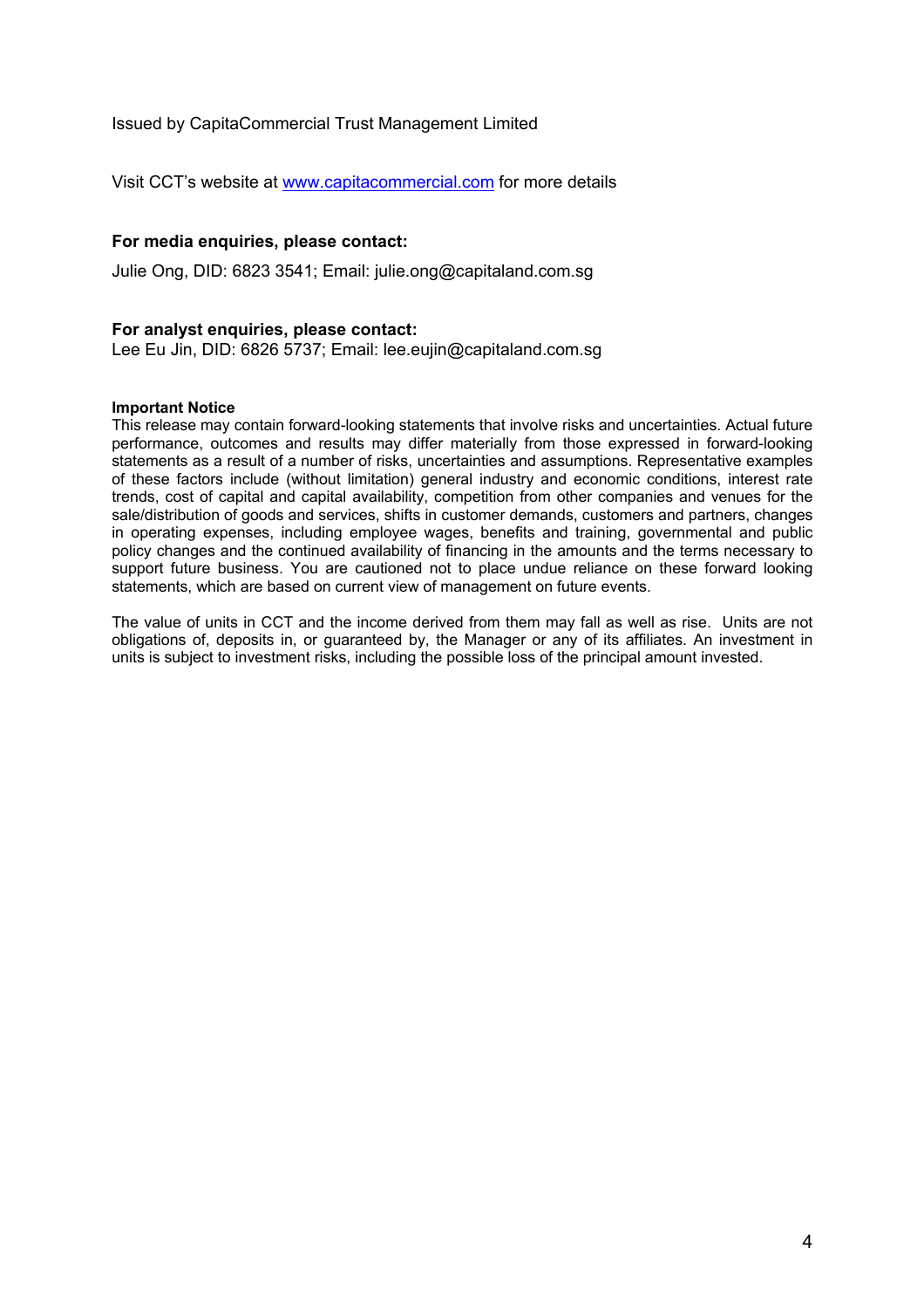Issued by CapitaCommercial Trust Management Limited

Visit CCT's website at [www.capitacommercial.com](http://www.capitacommercial.com) for more details

**For media enquiries, please contact:**

Julie Ong, DID: 6823 3541; Email: julie.ong@capitaland.com.sg

**For analyst enquiries, please contact:**

Lee Eu Jin, DID: 6826 5737; Email: lee.eujin@capitaland.com.sg

**Important Notice**

This release may contain forward-looking statements that involve risks and uncertainties. Actual future performance, outcomes and results may differ materially from those expressed in forward-looking statements as a result of a number of risks, uncertainties and assumptions. Representative examples of these factors include (without limitation) general industry and economic conditions, interest rate trends, cost of capital and capital availability, competition from other companies and venues for the sale/distribution of goods and services, shifts in customer demands, customers and partners, changes in operating expenses, including employee wages, benefits and training, governmental and public policy changes and the continued availability of financing in the amounts and the terms necessary to support future business. You are cautioned not to place undue reliance on these forward looking statements, which are based on current view of management on future events.

The value of units in CCT and the income derived from them may fall as well as rise. Units are not obligations of, deposits in, or guaranteed by, the Manager or any of its affiliates. An investment in units is subject to investment risks, including the possible loss of the principal amount invested.